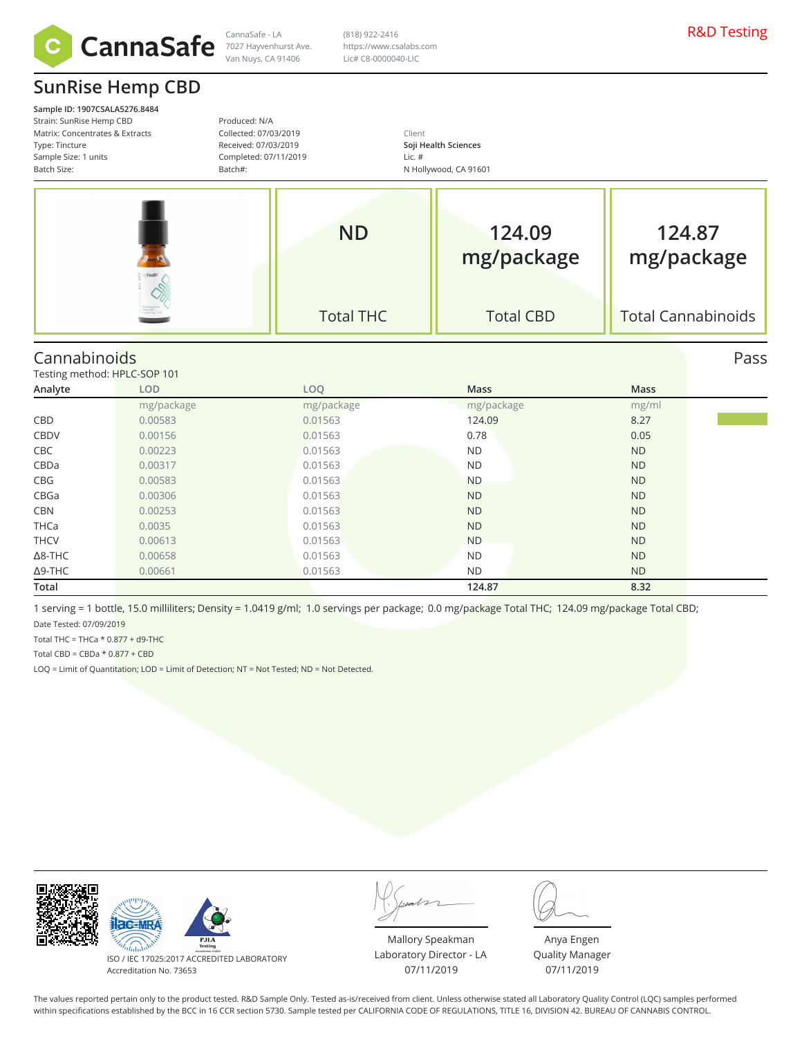CannaSafe

CannaSafe - LA
7027 Hayvenhurst Ave.
Van Nuys, CA 91406

(818) 922-2416
https://www.csalabs.com
Lic# C8-0000040-LIC

R&D Testing

# SunRise Hemp CBD

**Sample ID: 1907CSALA5276.8484**
Strain: SunRise Hemp CBD
Matrix: Concentrates & Extracts
Type: Tincture
Sample Size: 1 units
Batch Size:

Produced: N/A
Collected: 07/03/2019
Received: 07/03/2019
Completed: 07/11/2019
Batch#:

Client
**Soji Health Sciences**
Lic. #
N Hollywood, CA 91601

| ND | 124.09 mg/package | 124.87 mg/package |
|---|---|---|
| Total THC | Total CBD | Total Cannabinoids |

## Cannabinoids

Pass

Testing method: HPLC-SOP 101

| Analyte | LOD | LOQ | Mass | Mass |
|---|---|---|---|---|
| | mg/package | mg/package | mg/package | mg/ml |
| CBD | 0.00583 | 0.01563 | 124.09 | 8.27 |
| CBDV | 0.00156 | 0.01563 | 0.78 | 0.05 |
| CBC | 0.00223 | 0.01563 | ND | ND |
| CBDa | 0.00317 | 0.01563 | ND | ND |
| CBG | 0.00583 | 0.01563 | ND | ND |
| CBGa | 0.00306 | 0.01563 | ND | ND |
| CBN | 0.00253 | 0.01563 | ND | ND |
| THCa | 0.0035 | 0.01563 | ND | ND |
| THCV | 0.00613 | 0.01563 | ND | ND |
| Δ8-THC | 0.00658 | 0.01563 | ND | ND |
| Δ9-THC | 0.00661 | 0.01563 | ND | ND |
| **Total** | | | **124.87** | **8.32** |

1 serving = 1 bottle, 15.0 milliliters; Density = 1.0419 g/ml; 1.0 servings per package; 0.0 mg/package Total THC; 124.09 mg/package Total CBD;

Date Tested: 07/09/2019

Total THC = THCa * 0.877 + d9-THC

Total CBD = CBDa * 0.877 + CBD

LOQ = Limit of Quantitation; LOD = Limit of Detection; NT = Not Tested; ND = Not Detected.

ISO / IEC 17025:2017 ACCREDITED LABORATORY
Accreditation No. 73653

Mallory Speakman
Laboratory Director - LA
07/11/2019

Anya Engen
Quality Manager
07/11/2019

The values reported pertain only to the product tested. R&D Sample Only. Tested as-is/received from client. Unless otherwise stated all Laboratory Quality Control (LQC) samples performed within specifications established by the BCC in 16 CCR section 5730. Sample tested per CALIFORNIA CODE OF REGULATIONS, TITLE 16, DIVISION 42. BUREAU OF CANNABIS CONTROL.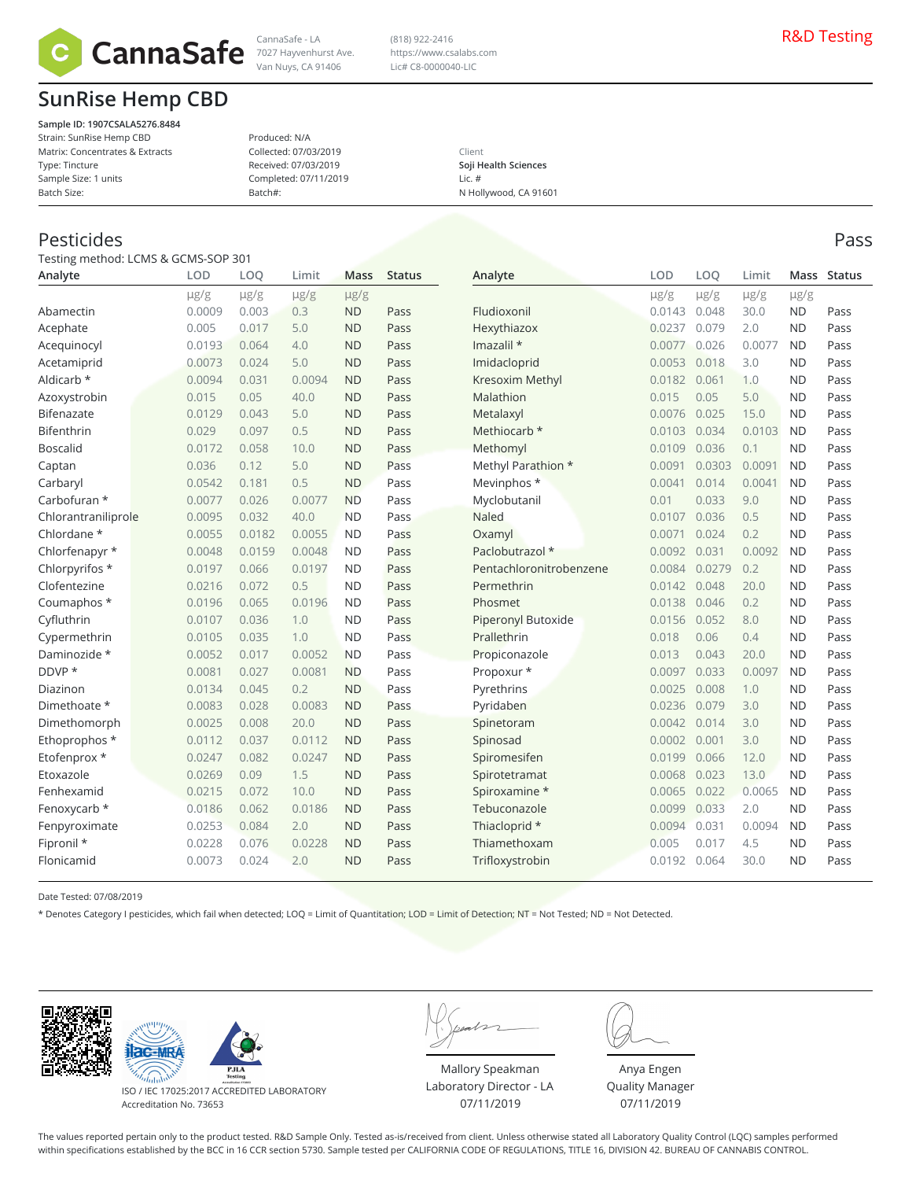CannaSafe - LA
7027 Hayvenhurst Ave.
Van Nuys, CA 91406

(818) 922-2416
https://www.csalabs.com
Lic# C8-0000040-LIC

R&D Testing

# SunRise Hemp CBD

**Sample ID: 1907CSALA5276.8484**
Strain: SunRise Hemp CBD
Matrix: Concentrates & Extracts
Type: Tincture
Sample Size: 1 units
Batch Size:

Produced: N/A
Collected: 07/03/2019
Received: 07/03/2019
Completed: 07/11/2019
Batch#:

Client
**Soji Health Sciences**
Lic. #
N Hollywood, CA 91601

## Pesticides

Pass

Testing method: LCMS & GCMS-SOP 301

| Analyte | LOD | LOQ | Limit | Mass | Status |
|---|---|---|---|---|---|
| | μg/g | μg/g | μg/g | μg/g | |
| Abamectin | 0.0009 | 0.003 | 0.3 | ND | Pass |
| Acephate | 0.005 | 0.017 | 5.0 | ND | Pass |
| Acequinocyl | 0.0193 | 0.064 | 4.0 | ND | Pass |
| Acetamiprid | 0.0073 | 0.024 | 5.0 | ND | Pass |
| Aldicarb * | 0.0094 | 0.031 | 0.0094 | ND | Pass |
| Azoxystrobin | 0.015 | 0.05 | 40.0 | ND | Pass |
| Bifenazate | 0.0129 | 0.043 | 5.0 | ND | Pass |
| Bifenthrin | 0.029 | 0.097 | 0.5 | ND | Pass |
| Boscalid | 0.0172 | 0.058 | 10.0 | ND | Pass |
| Captan | 0.036 | 0.12 | 5.0 | ND | Pass |
| Carbaryl | 0.0542 | 0.181 | 0.5 | ND | Pass |
| Carbofuran * | 0.0077 | 0.026 | 0.0077 | ND | Pass |
| Chlorantraniliprole | 0.0095 | 0.032 | 40.0 | ND | Pass |
| Chlordane * | 0.0055 | 0.0182 | 0.0055 | ND | Pass |
| Chlorfenapyr * | 0.0048 | 0.0159 | 0.0048 | ND | Pass |
| Chlorpyrifos * | 0.0197 | 0.066 | 0.0197 | ND | Pass |
| Clofentezine | 0.0216 | 0.072 | 0.5 | ND | Pass |
| Coumaphos * | 0.0196 | 0.065 | 0.0196 | ND | Pass |
| Cyfluthrin | 0.0107 | 0.036 | 1.0 | ND | Pass |
| Cypermethrin | 0.0105 | 0.035 | 1.0 | ND | Pass |
| Daminozide * | 0.0052 | 0.017 | 0.0052 | ND | Pass |
| DDVP * | 0.0081 | 0.027 | 0.0081 | ND | Pass |
| Diazinon | 0.0134 | 0.045 | 0.2 | ND | Pass |
| Dimethoate * | 0.0083 | 0.028 | 0.0083 | ND | Pass |
| Dimethomorph | 0.0025 | 0.008 | 20.0 | ND | Pass |
| Ethoprophos * | 0.0112 | 0.037 | 0.0112 | ND | Pass |
| Etofenprox * | 0.0247 | 0.082 | 0.0247 | ND | Pass |
| Etoxazole | 0.0269 | 0.09 | 1.5 | ND | Pass |
| Fenhexamid | 0.0215 | 0.072 | 10.0 | ND | Pass |
| Fenoxycarb * | 0.0186 | 0.062 | 0.0186 | ND | Pass |
| Fenpyroximate | 0.0253 | 0.084 | 2.0 | ND | Pass |
| Fipronil * | 0.0228 | 0.076 | 0.0228 | ND | Pass |
| Flonicamid | 0.0073 | 0.024 | 2.0 | ND | Pass |
| Fludioxonil | 0.0143 | 0.048 | 30.0 | ND | Pass |
| Hexythiazox | 0.0237 | 0.079 | 2.0 | ND | Pass |
| Imazalil * | 0.0077 | 0.026 | 0.0077 | ND | Pass |
| Imidacloprid | 0.0053 | 0.018 | 3.0 | ND | Pass |
| Kresoxim Methyl | 0.0182 | 0.061 | 1.0 | ND | Pass |
| Malathion | 0.015 | 0.05 | 5.0 | ND | Pass |
| Metalaxyl | 0.0076 | 0.025 | 15.0 | ND | Pass |
| Methiocarb * | 0.0103 | 0.034 | 0.0103 | ND | Pass |
| Methomyl | 0.0109 | 0.036 | 0.1 | ND | Pass |
| Methyl Parathion * | 0.0091 | 0.0303 | 0.0091 | ND | Pass |
| Mevinphos * | 0.0041 | 0.014 | 0.0041 | ND | Pass |
| Myclobutanil | 0.01 | 0.033 | 9.0 | ND | Pass |
| Naled | 0.0107 | 0.036 | 0.5 | ND | Pass |
| Oxamyl | 0.0071 | 0.024 | 0.2 | ND | Pass |
| Paclobutrazol * | 0.0092 | 0.031 | 0.0092 | ND | Pass |
| Pentachloronitrobenzene | 0.0084 | 0.0279 | 0.2 | ND | Pass |
| Permethrin | 0.0142 | 0.048 | 20.0 | ND | Pass |
| Phosmet | 0.0138 | 0.046 | 0.2 | ND | Pass |
| Piperonyl Butoxide | 0.0156 | 0.052 | 8.0 | ND | Pass |
| Prallethrin | 0.018 | 0.06 | 0.4 | ND | Pass |
| Propiconazole | 0.013 | 0.043 | 20.0 | ND | Pass |
| Propoxur * | 0.0097 | 0.033 | 0.0097 | ND | Pass |
| Pyrethrins | 0.0025 | 0.008 | 1.0 | ND | Pass |
| Pyridaben | 0.0236 | 0.079 | 3.0 | ND | Pass |
| Spinetoram | 0.0042 | 0.014 | 3.0 | ND | Pass |
| Spinosad | 0.0002 | 0.001 | 3.0 | ND | Pass |
| Spiromesifen | 0.0199 | 0.066 | 12.0 | ND | Pass |
| Spirotetramat | 0.0068 | 0.023 | 13.0 | ND | Pass |
| Spiroxamine * | 0.0065 | 0.022 | 0.0065 | ND | Pass |
| Tebuconazole | 0.0099 | 0.033 | 2.0 | ND | Pass |
| Thiacloprid * | 0.0094 | 0.031 | 0.0094 | ND | Pass |
| Thiamethoxam | 0.005 | 0.017 | 4.5 | ND | Pass |
| Trifloxystrobin | 0.0192 | 0.064 | 30.0 | ND | Pass |

Date Tested: 07/08/2019

* Denotes Category I pesticides, which fail when detected; LOQ = Limit of Quantitation; LOD = Limit of Detection; NT = Not Tested; ND = Not Detected.

ISO / IEC 17025:2017 ACCREDITED LABORATORY
Accreditation No. 73653

Mallory Speakman
Laboratory Director - LA
07/11/2019

Anya Engen
Quality Manager
07/11/2019

The values reported pertain only to the product tested. R&D Sample Only. Tested as-is/received from client. Unless otherwise stated all Laboratory Quality Control (LQC) samples performed within specifications established by the BCC in 16 CCR section 5730. Sample tested per CALIFORNIA CODE OF REGULATIONS, TITLE 16, DIVISION 42. BUREAU OF CANNABIS CONTROL.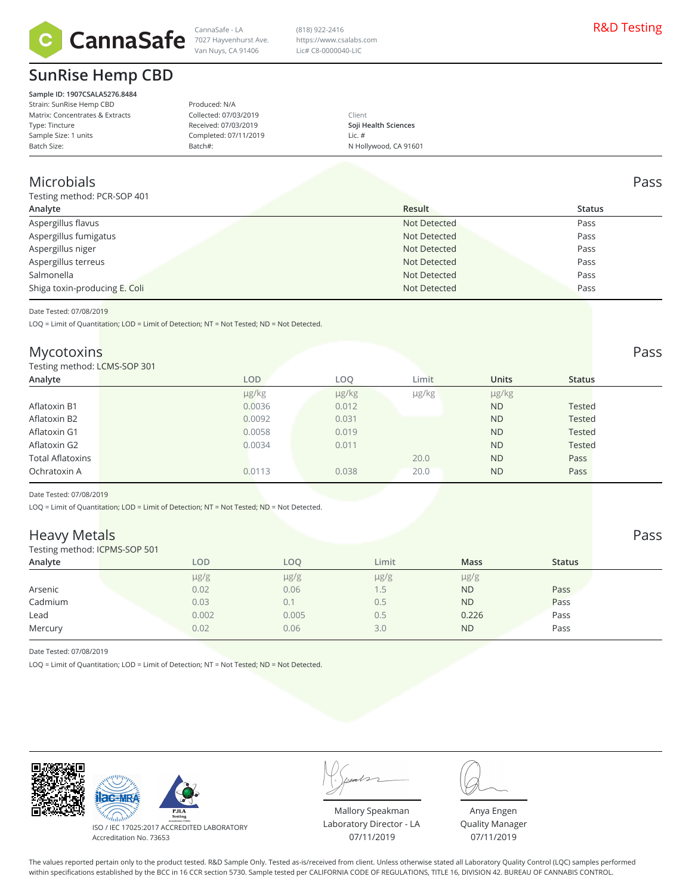CannaSafe

CannaSafe - LA
7027 Hayvenhurst Ave.
Van Nuys, CA 91406

(818) 922-2416
https://www.csalabs.com
Lic# C8-0000040-LIC

R&D Testing

# SunRise Hemp CBD

**Sample ID: 1907CSALA5276.8484**
Strain: SunRise Hemp CBD
Matrix: Concentrates & Extracts
Type: Tincture
Sample Size: 1 units
Batch Size:

Produced: N/A
Collected: 07/03/2019
Received: 07/03/2019
Completed: 07/11/2019
Batch#:

Client
**Soji Health Sciences**
Lic. #
N Hollywood, CA 91601

## Microbials

Pass

Testing method: PCR-SOP 401

| Analyte | Result | Status |
|---|---|---|
| Aspergillus flavus | Not Detected | Pass |
| Aspergillus fumigatus | Not Detected | Pass |
| Aspergillus niger | Not Detected | Pass |
| Aspergillus terreus | Not Detected | Pass |
| Salmonella | Not Detected | Pass |
| Shiga toxin-producing E. Coli | Not Detected | Pass |

Date Tested: 07/08/2019

LOQ = Limit of Quantitation; LOD = Limit of Detection; NT = Not Tested; ND = Not Detected.

## Mycotoxins

Pass

Testing method: LCMS-SOP 301

| Analyte | LOD | LOQ | Limit | Units | Status |
|---|---|---|---|---|---|
| | µg/kg | µg/kg | µg/kg | µg/kg | |
| Aflatoxin B1 | 0.0036 | 0.012 | | ND | Tested |
| Aflatoxin B2 | 0.0092 | 0.031 | | ND | Tested |
| Aflatoxin G1 | 0.0058 | 0.019 | | ND | Tested |
| Aflatoxin G2 | 0.0034 | 0.011 | | ND | Tested |
| Total Aflatoxins | | | 20.0 | ND | Pass |
| Ochratoxin A | 0.0113 | 0.038 | 20.0 | ND | Pass |

Date Tested: 07/08/2019

LOQ = Limit of Quantitation; LOD = Limit of Detection; NT = Not Tested; ND = Not Detected.

## Heavy Metals

Pass

Testing method: ICPMS-SOP 501

| Analyte | LOD | LOQ | Limit | Mass | Status |
|---|---|---|---|---|---|
| | µg/g | µg/g | µg/g | µg/g | |
| Arsenic | 0.02 | 0.06 | 1.5 | ND | Pass |
| Cadmium | 0.03 | 0.1 | 0.5 | ND | Pass |
| Lead | 0.002 | 0.005 | 0.5 | 0.226 | Pass |
| Mercury | 0.02 | 0.06 | 3.0 | ND | Pass |

Date Tested: 07/08/2019

LOQ = Limit of Quantitation; LOD = Limit of Detection; NT = Not Tested; ND = Not Detected.

ISO / IEC 17025:2017 ACCREDITED LABORATORY
Accreditation No. 73653

Mallory Speakman
Laboratory Director - LA
07/11/2019

Anya Engen
Quality Manager
07/11/2019

The values reported pertain only to the product tested. R&D Sample Only. Tested as-is/received from client. Unless otherwise stated all Laboratory Quality Control (LQC) samples performed within specifications established by the BCC in 16 CCR section 5730. Sample tested per CALIFORNIA CODE OF REGULATIONS, TITLE 16, DIVISION 42. BUREAU OF CANNABIS CONTROL.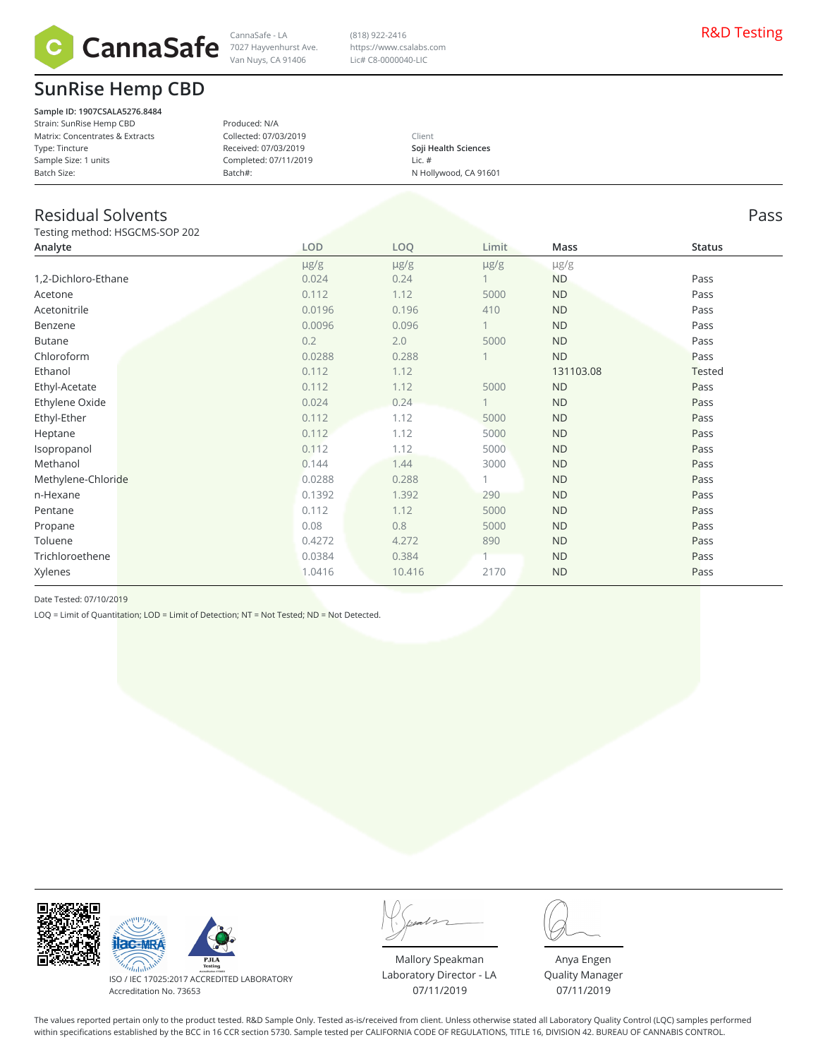CannaSafe

CannaSafe - LA
7027 Hayvenhurst Ave.
Van Nuys, CA 91406

(818) 922-2416
https://www.csalabs.com
Lic# C8-0000040-LIC

R&D Testing

# SunRise Hemp CBD

**Sample ID: 1907CSALA5276.8484**
Strain: SunRise Hemp CBD
Matrix: Concentrates & Extracts
Type: Tincture
Sample Size: 1 units
Batch Size:

Produced: N/A
Collected: 07/03/2019
Received: 07/03/2019
Completed: 07/11/2019
Batch#:

Client
**Soji Health Sciences**
Lic. #
N Hollywood, CA 91601

## Residual Solvents

Pass

Testing method: HSGCMS-SOP 202

| Analyte | LOD | LOQ | Limit | Mass | Status |
|---|---|---|---|---|---|
| | μg/g | μg/g | μg/g | μg/g | |
| 1,2-Dichloro-Ethane | 0.024 | 0.24 | 1 | ND | Pass |
| Acetone | 0.112 | 1.12 | 5000 | ND | Pass |
| Acetonitrile | 0.0196 | 0.196 | 410 | ND | Pass |
| Benzene | 0.0096 | 0.096 | 1 | ND | Pass |
| Butane | 0.2 | 2.0 | 5000 | ND | Pass |
| Chloroform | 0.0288 | 0.288 | 1 | ND | Pass |
| Ethanol | 0.112 | 1.12 | | 131103.08 | Tested |
| Ethyl-Acetate | 0.112 | 1.12 | 5000 | ND | Pass |
| Ethylene Oxide | 0.024 | 0.24 | 1 | ND | Pass |
| Ethyl-Ether | 0.112 | 1.12 | 5000 | ND | Pass |
| Heptane | 0.112 | 1.12 | 5000 | ND | Pass |
| Isopropanol | 0.112 | 1.12 | 5000 | ND | Pass |
| Methanol | 0.144 | 1.44 | 3000 | ND | Pass |
| Methylene-Chloride | 0.0288 | 0.288 | 1 | ND | Pass |
| n-Hexane | 0.1392 | 1.392 | 290 | ND | Pass |
| Pentane | 0.112 | 1.12 | 5000 | ND | Pass |
| Propane | 0.08 | 0.8 | 5000 | ND | Pass |
| Toluene | 0.4272 | 4.272 | 890 | ND | Pass |
| Trichloroethene | 0.0384 | 0.384 | 1 | ND | Pass |
| Xylenes | 1.0416 | 10.416 | 2170 | ND | Pass |

Date Tested: 07/10/2019

LOQ = Limit of Quantitation; LOD = Limit of Detection; NT = Not Tested; ND = Not Detected.

ISO / IEC 17025:2017 ACCREDITED LABORATORY
Accreditation No. 73653

Mallory Speakman
Laboratory Director - LA
07/11/2019

Anya Engen
Quality Manager
07/11/2019

The values reported pertain only to the product tested. R&D Sample Only. Tested as-is/received from client. Unless otherwise stated all Laboratory Quality Control (LQC) samples performed within specifications established by the BCC in 16 CCR section 5730. Sample tested per CALIFORNIA CODE OF REGULATIONS, TITLE 16, DIVISION 42. BUREAU OF CANNABIS CONTROL.